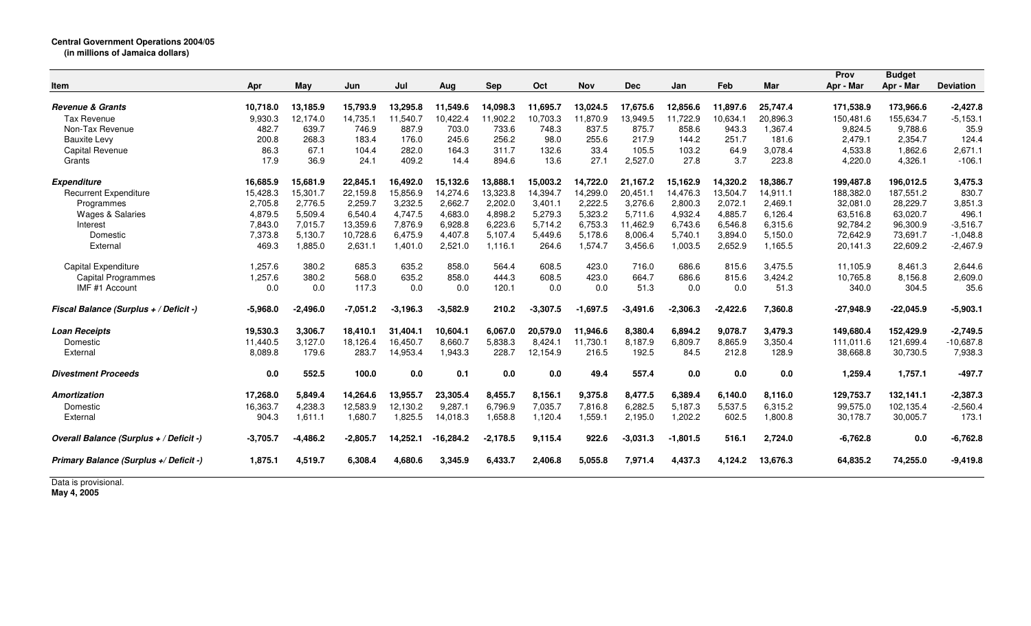**Central Government Operations 2004/05**
**(in millions of Jamaica dollars)**

| Item | Apr | May | Jun | Jul | Aug | Sep | Oct | Nov | Dec | Jan | Feb | Mar | Prov Apr - Mar | Budget Apr - Mar | Deviation |
|---|---|---|---|---|---|---|---|---|---|---|---|---|---|---|---|
| ***Revenue & Grants*** | **10,718.0** | **13,185.9** | **15,793.9** | **13,295.8** | **11,549.6** | **14,098.3** | **11,695.7** | **13,024.5** | **17,675.6** | **12,856.6** | **11,897.6** | **25,747.4** | **171,538.9** | **173,966.6** | **-2,427.8** |
| Tax Revenue | 9,930.3 | 12,174.0 | 14,735.1 | 11,540.7 | 10,422.4 | 11,902.2 | 10,703.3 | 11,870.9 | 13,949.5 | 11,722.9 | 10,634.1 | 20,896.3 | 150,481.6 | 155,634.7 | -5,153.1 |
| Non-Tax Revenue | 482.7 | 639.7 | 746.9 | 887.9 | 703.0 | 733.6 | 748.3 | 837.5 | 875.7 | 858.6 | 943.3 | 1,367.4 | 9,824.5 | 9,788.6 | 35.9 |
| Bauxite Levy | 200.8 | 268.3 | 183.4 | 176.0 | 245.6 | 256.2 | 98.0 | 255.6 | 217.9 | 144.2 | 251.7 | 181.6 | 2,479.1 | 2,354.7 | 124.4 |
| Capital Revenue | 86.3 | 67.1 | 104.4 | 282.0 | 164.3 | 311.7 | 132.6 | 33.4 | 105.5 | 103.2 | 64.9 | 3,078.4 | 4,533.8 | 1,862.6 | 2,671.1 |
| Grants | 17.9 | 36.9 | 24.1 | 409.2 | 14.4 | 894.6 | 13.6 | 27.1 | 2,527.0 | 27.8 | 3.7 | 223.8 | 4,220.0 | 4,326.1 | -106.1 |
| ***Expenditure*** | **16,685.9** | **15,681.9** | **22,845.1** | **16,492.0** | **15,132.6** | **13,888.1** | **15,003.2** | **14,722.0** | **21,167.2** | **15,162.9** | **14,320.2** | **18,386.7** | **199,487.8** | **196,012.5** | **3,475.3** |
| Recurrent Expenditure | 15,428.3 | 15,301.7 | 22,159.8 | 15,856.9 | 14,274.6 | 13,323.8 | 14,394.7 | 14,299.0 | 20,451.1 | 14,476.3 | 13,504.7 | 14,911.1 | 188,382.0 | 187,551.2 | 830.7 |
| Programmes | 2,705.8 | 2,776.5 | 2,259.7 | 3,232.5 | 2,662.7 | 2,202.0 | 3,401.1 | 2,222.5 | 3,276.6 | 2,800.3 | 2,072.1 | 2,469.1 | 32,081.0 | 28,229.7 | 3,851.3 |
| Wages & Salaries | 4,879.5 | 5,509.4 | 6,540.4 | 4,747.5 | 4,683.0 | 4,898.2 | 5,279.3 | 5,323.2 | 5,711.6 | 4,932.4 | 4,885.7 | 6,126.4 | 63,516.8 | 63,020.7 | 496.1 |
| Interest | 7,843.0 | 7,015.7 | 13,359.6 | 7,876.9 | 6,928.8 | 6,223.6 | 5,714.2 | 6,753.3 | 11,462.9 | 6,743.6 | 6,546.8 | 6,315.6 | 92,784.2 | 96,300.9 | -3,516.7 |
| Domestic | 7,373.8 | 5,130.7 | 10,728.6 | 6,475.9 | 4,407.8 | 5,107.4 | 5,449.6 | 5,178.6 | 8,006.4 | 5,740.1 | 3,894.0 | 5,150.0 | 72,642.9 | 73,691.7 | -1,048.8 |
| External | 469.3 | 1,885.0 | 2,631.1 | 1,401.0 | 2,521.0 | 1,116.1 | 264.6 | 1,574.7 | 3,456.6 | 1,003.5 | 2,652.9 | 1,165.5 | 20,141.3 | 22,609.2 | -2,467.9 |
| Capital Expenditure | 1,257.6 | 380.2 | 685.3 | 635.2 | 858.0 | 564.4 | 608.5 | 423.0 | 716.0 | 686.6 | 815.6 | 3,475.5 | 11,105.9 | 8,461.3 | 2,644.6 |
| Capital Programmes | 1,257.6 | 380.2 | 568.0 | 635.2 | 858.0 | 444.3 | 608.5 | 423.0 | 664.7 | 686.6 | 815.6 | 3,424.2 | 10,765.8 | 8,156.8 | 2,609.0 |
| IMF #1 Account | 0.0 | 0.0 | 117.3 | 0.0 | 0.0 | 120.1 | 0.0 | 0.0 | 51.3 | 0.0 | 0.0 | 51.3 | 340.0 | 304.5 | 35.6 |
| ***Fiscal Balance (Surplus + / Deficit -)*** | **-5,968.0** | **-2,496.0** | **-7,051.2** | **-3,196.3** | **-3,582.9** | **210.2** | **-3,307.5** | **-1,697.5** | **-3,491.6** | **-2,306.3** | **-2,422.6** | **7,360.8** | **-27,948.9** | **-22,045.9** | **-5,903.1** |
| ***Loan Receipts*** | **19,530.3** | **3,306.7** | **18,410.1** | **31,404.1** | **10,604.1** | **6,067.0** | **20,579.0** | **11,946.6** | **8,380.4** | **6,894.2** | **9,078.7** | **3,479.3** | **149,680.4** | **152,429.9** | **-2,749.5** |
| Domestic | 11,440.5 | 3,127.0 | 18,126.4 | 16,450.7 | 8,660.7 | 5,838.3 | 8,424.1 | 11,730.1 | 8,187.9 | 6,809.7 | 8,865.9 | 3,350.4 | 111,011.6 | 121,699.4 | -10,687.8 |
| External | 8,089.8 | 179.6 | 283.7 | 14,953.4 | 1,943.3 | 228.7 | 12,154.9 | 216.5 | 192.5 | 84.5 | 212.8 | 128.9 | 38,668.8 | 30,730.5 | 7,938.3 |
| ***Divestment Proceeds*** | **0.0** | **552.5** | **100.0** | **0.0** | **0.1** | **0.0** | **0.0** | **49.4** | **557.4** | **0.0** | **0.0** | **0.0** | **1,259.4** | **1,757.1** | **-497.7** |
| ***Amortization*** | **17,268.0** | **5,849.4** | **14,264.6** | **13,955.7** | **23,305.4** | **8,455.7** | **8,156.1** | **9,375.8** | **8,477.5** | **6,389.4** | **6,140.0** | **8,116.0** | **129,753.7** | **132,141.1** | **-2,387.3** |
| Domestic | 16,363.7 | 4,238.3 | 12,583.9 | 12,130.2 | 9,287.1 | 6,796.9 | 7,035.7 | 7,816.8 | 6,282.5 | 5,187.3 | 5,537.5 | 6,315.2 | 99,575.0 | 102,135.4 | -2,560.4 |
| External | 904.3 | 1,611.1 | 1,680.7 | 1,825.5 | 14,018.3 | 1,658.8 | 1,120.4 | 1,559.1 | 2,195.0 | 1,202.2 | 602.5 | 1,800.8 | 30,178.7 | 30,005.7 | 173.1 |
| ***Overall Balance (Surplus + / Deficit -)*** | **-3,705.7** | **-4,486.2** | **-2,805.7** | **14,252.1** | **-16,284.2** | **-2,178.5** | **9,115.4** | **922.6** | **-3,031.3** | **-1,801.5** | **516.1** | **2,724.0** | **-6,762.8** | **0.0** | **-6,762.8** |
| ***Primary Balance (Surplus +/ Deficit -)*** | **1,875.1** | **4,519.7** | **6,308.4** | **4,680.6** | **3,345.9** | **6,433.7** | **2,406.8** | **5,055.8** | **7,971.4** | **4,437.3** | **4,124.2** | **13,676.3** | **64,835.2** | **74,255.0** | **-9,419.8** |

Data is provisional.
**May 4, 2005**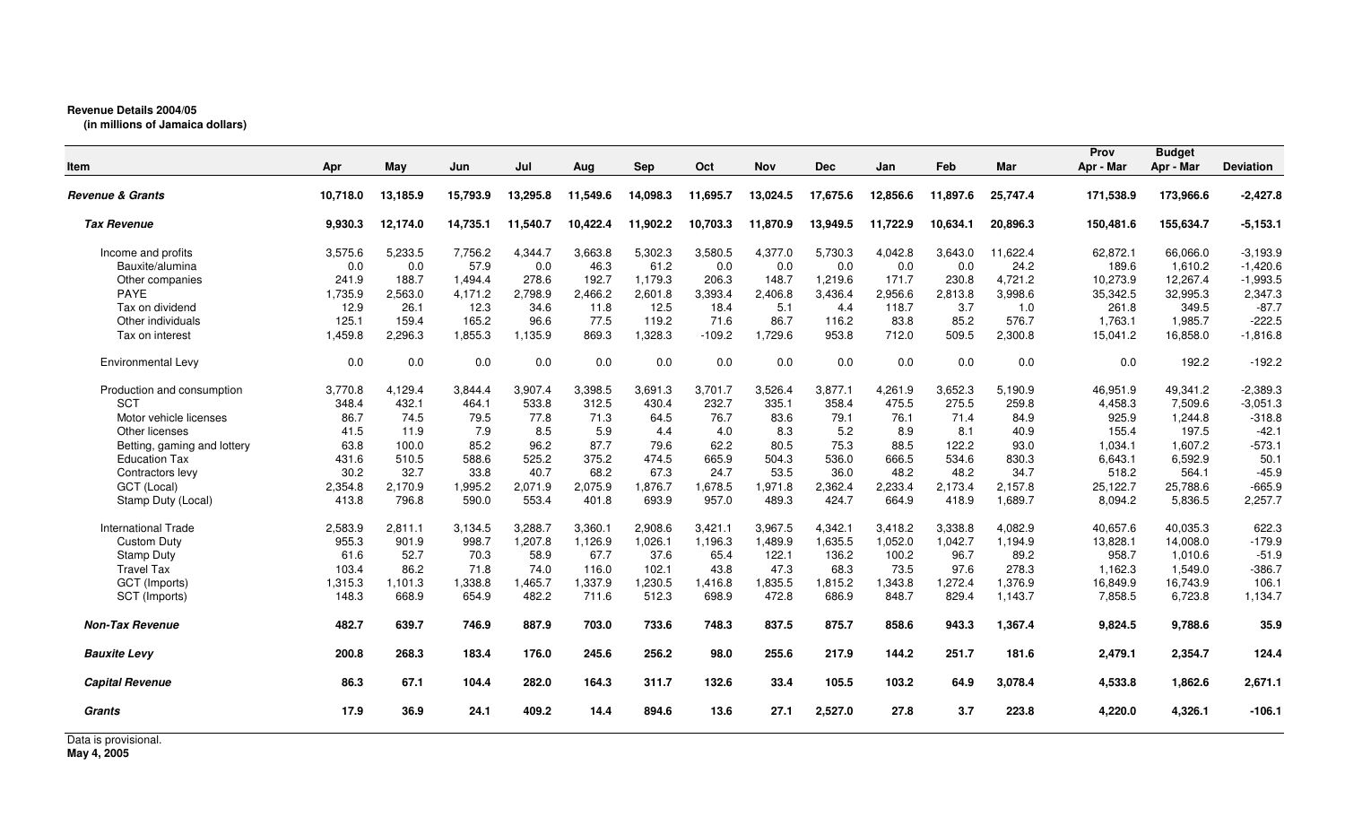**Revenue Details 2004/05**
**(in millions of Jamaica dollars)**

| Item | Apr | May | Jun | Jul | Aug | Sep | Oct | Nov | Dec | Jan | Feb | Mar | Prov Apr - Mar | Budget Apr - Mar | Deviation |
|---|---|---|---|---|---|---|---|---|---|---|---|---|---|---|---|
| ***Revenue & Grants*** | **10,718.0** | **13,185.9** | **15,793.9** | **13,295.8** | **11,549.6** | **14,098.3** | **11,695.7** | **13,024.5** | **17,675.6** | **12,856.6** | **11,897.6** | **25,747.4** | **171,538.9** | **173,966.6** | **-2,427.8** |
| ***Tax Revenue*** | **9,930.3** | **12,174.0** | **14,735.1** | **11,540.7** | **10,422.4** | **11,902.2** | **10,703.3** | **11,870.9** | **13,949.5** | **11,722.9** | **10,634.1** | **20,896.3** | **150,481.6** | **155,634.7** | **-5,153.1** |
| Income and profits | 3,575.6 | 5,233.5 | 7,756.2 | 4,344.7 | 3,663.8 | 5,302.3 | 3,580.5 | 4,377.0 | 5,730.3 | 4,042.8 | 3,643.0 | 11,622.4 | 62,872.1 | 66,066.0 | -3,193.9 |
| Bauxite/alumina | 0.0 | 0.0 | 57.9 | 0.0 | 46.3 | 61.2 | 0.0 | 0.0 | 0.0 | 0.0 | 0.0 | 24.2 | 189.6 | 1,610.2 | -1,420.6 |
| Other companies | 241.9 | 188.7 | 1,494.4 | 278.6 | 192.7 | 1,179.3 | 206.3 | 148.7 | 1,219.6 | 171.7 | 230.8 | 4,721.2 | 10,273.9 | 12,267.4 | -1,993.5 |
| PAYE | 1,735.9 | 2,563.0 | 4,171.2 | 2,798.9 | 2,466.2 | 2,601.8 | 3,393.4 | 2,406.8 | 3,436.4 | 2,956.6 | 2,813.8 | 3,998.6 | 35,342.5 | 32,995.3 | 2,347.3 |
| Tax on dividend | 12.9 | 26.1 | 12.3 | 34.6 | 11.8 | 12.5 | 18.4 | 5.1 | 4.4 | 118.7 | 3.7 | 1.0 | 261.8 | 349.5 | -87.7 |
| Other individuals | 125.1 | 159.4 | 165.2 | 96.6 | 77.5 | 119.2 | 71.6 | 86.7 | 116.2 | 83.8 | 85.2 | 576.7 | 1,763.1 | 1,985.7 | -222.5 |
| Tax on interest | 1,459.8 | 2,296.3 | 1,855.3 | 1,135.9 | 869.3 | 1,328.3 | -109.2 | 1,729.6 | 953.8 | 712.0 | 509.5 | 2,300.8 | 15,041.2 | 16,858.0 | -1,816.8 |
| Environmental Levy | 0.0 | 0.0 | 0.0 | 0.0 | 0.0 | 0.0 | 0.0 | 0.0 | 0.0 | 0.0 | 0.0 | 0.0 | 0.0 | 192.2 | -192.2 |
| Production and consumption | 3,770.8 | 4,129.4 | 3,844.4 | 3,907.4 | 3,398.5 | 3,691.3 | 3,701.7 | 3,526.4 | 3,877.1 | 4,261.9 | 3,652.3 | 5,190.9 | 46,951.9 | 49,341.2 | -2,389.3 |
| SCT | 348.4 | 432.1 | 464.1 | 533.8 | 312.5 | 430.4 | 232.7 | 335.1 | 358.4 | 475.5 | 275.5 | 259.8 | 4,458.3 | 7,509.6 | -3,051.3 |
| Motor vehicle licenses | 86.7 | 74.5 | 79.5 | 77.8 | 71.3 | 64.5 | 76.7 | 83.6 | 79.1 | 76.1 | 71.4 | 84.9 | 925.9 | 1,244.8 | -318.8 |
| Other licenses | 41.5 | 11.9 | 7.9 | 8.5 | 5.9 | 4.4 | 4.0 | 8.3 | 5.2 | 8.9 | 8.1 | 40.9 | 155.4 | 197.5 | -42.1 |
| Betting, gaming and lottery | 63.8 | 100.0 | 85.2 | 96.2 | 87.7 | 79.6 | 62.2 | 80.5 | 75.3 | 88.5 | 122.2 | 93.0 | 1,034.1 | 1,607.2 | -573.1 |
| Education Tax | 431.6 | 510.5 | 588.6 | 525.2 | 375.2 | 474.5 | 665.9 | 504.3 | 536.0 | 666.5 | 534.6 | 830.3 | 6,643.1 | 6,592.9 | 50.1 |
| Contractors levy | 30.2 | 32.7 | 33.8 | 40.7 | 68.2 | 67.3 | 24.7 | 53.5 | 36.0 | 48.2 | 48.2 | 34.7 | 518.2 | 564.1 | -45.9 |
| GCT (Local) | 2,354.8 | 2,170.9 | 1,995.2 | 2,071.9 | 2,075.9 | 1,876.7 | 1,678.5 | 1,971.8 | 2,362.4 | 2,233.4 | 2,173.4 | 2,157.8 | 25,122.7 | 25,788.6 | -665.9 |
| Stamp Duty (Local) | 413.8 | 796.8 | 590.0 | 553.4 | 401.8 | 693.9 | 957.0 | 489.3 | 424.7 | 664.9 | 418.9 | 1,689.7 | 8,094.2 | 5,836.5 | 2,257.7 |
| International Trade | 2,583.9 | 2,811.1 | 3,134.5 | 3,288.7 | 3,360.1 | 2,908.6 | 3,421.1 | 3,967.5 | 4,342.1 | 3,418.2 | 3,338.8 | 4,082.9 | 40,657.6 | 40,035.3 | 622.3 |
| Custom Duty | 955.3 | 901.9 | 998.7 | 1,207.8 | 1,126.9 | 1,026.1 | 1,196.3 | 1,489.9 | 1,635.5 | 1,052.0 | 1,042.7 | 1,194.9 | 13,828.1 | 14,008.0 | -179.9 |
| Stamp Duty | 61.6 | 52.7 | 70.3 | 58.9 | 67.7 | 37.6 | 65.4 | 122.1 | 136.2 | 100.2 | 96.7 | 89.2 | 958.7 | 1,010.6 | -51.9 |
| Travel Tax | 103.4 | 86.2 | 71.8 | 74.0 | 116.0 | 102.1 | 43.8 | 47.3 | 68.3 | 73.5 | 97.6 | 278.3 | 1,162.3 | 1,549.0 | -386.7 |
| GCT (Imports) | 1,315.3 | 1,101.3 | 1,338.8 | 1,465.7 | 1,337.9 | 1,230.5 | 1,416.8 | 1,835.5 | 1,815.2 | 1,343.8 | 1,272.4 | 1,376.9 | 16,849.9 | 16,743.9 | 106.1 |
| SCT (Imports) | 148.3 | 668.9 | 654.9 | 482.2 | 711.6 | 512.3 | 698.9 | 472.8 | 686.9 | 848.7 | 829.4 | 1,143.7 | 7,858.5 | 6,723.8 | 1,134.7 |
| ***Non-Tax Revenue*** | **482.7** | **639.7** | **746.9** | **887.9** | **703.0** | **733.6** | **748.3** | **837.5** | **875.7** | **858.6** | **943.3** | **1,367.4** | **9,824.5** | **9,788.6** | **35.9** |
| ***Bauxite Levy*** | **200.8** | **268.3** | **183.4** | **176.0** | **245.6** | **256.2** | **98.0** | **255.6** | **217.9** | **144.2** | **251.7** | **181.6** | **2,479.1** | **2,354.7** | **124.4** |
| ***Capital Revenue*** | **86.3** | **67.1** | **104.4** | **282.0** | **164.3** | **311.7** | **132.6** | **33.4** | **105.5** | **103.2** | **64.9** | **3,078.4** | **4,533.8** | **1,862.6** | **2,671.1** |
| ***Grants*** | **17.9** | **36.9** | **24.1** | **409.2** | **14.4** | **894.6** | **13.6** | **27.1** | **2,527.0** | **27.8** | **3.7** | **223.8** | **4,220.0** | **4,326.1** | **-106.1** |

Data is provisional.
**May 4, 2005**